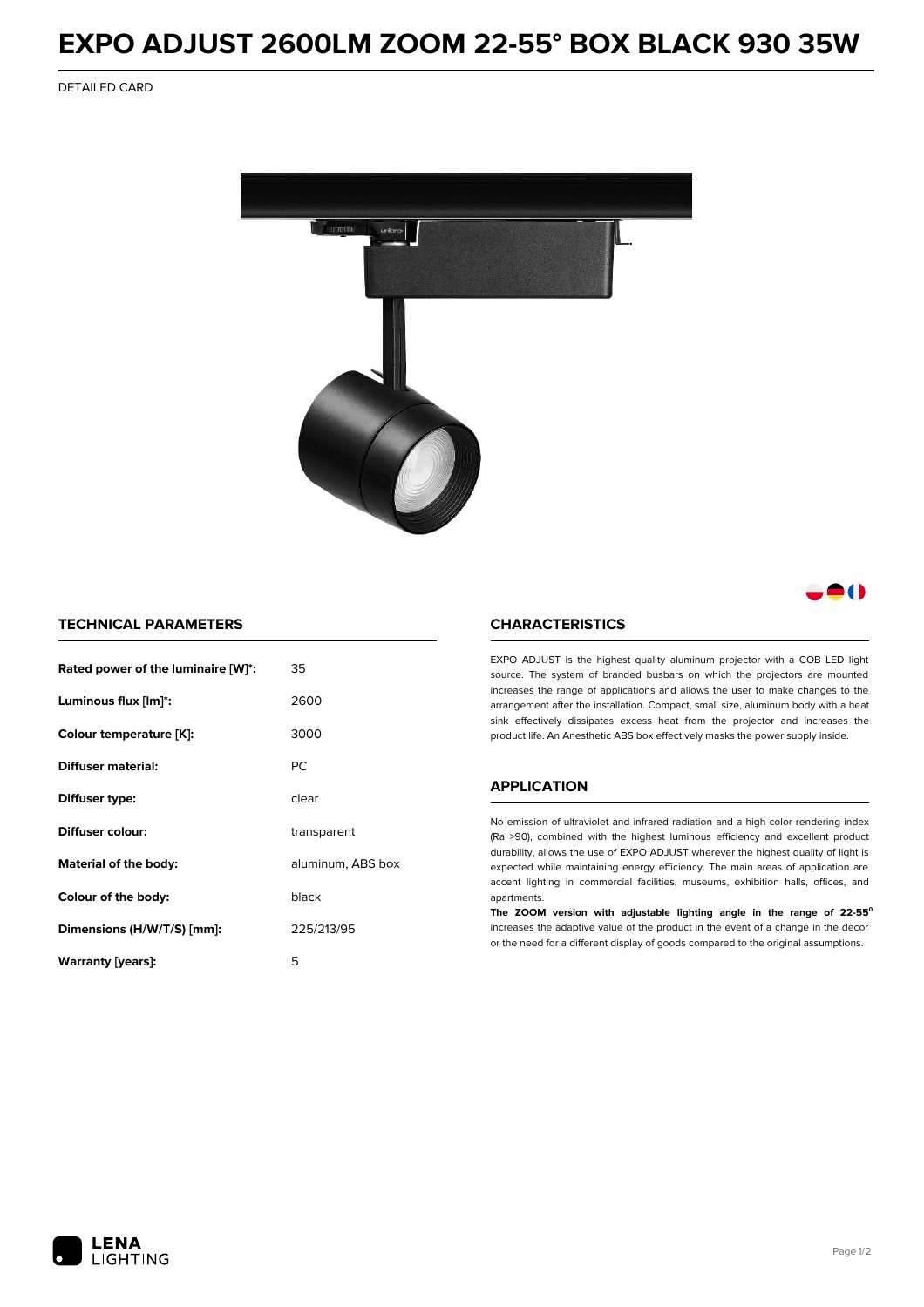# EXPO ADJUST 2600LM ZOOM 22-55° BOX BLACK 930 35W

DETAILED CARD

## TECHNICAL PARAMETERS

| | |
|---|---|
| **Rated power of the luminaire [W]*:** | 35 |
| **Luminous flux [lm]*:** | 2600 |
| **Colour temperature [K]:** | 3000 |
| **Diffuser material:** | PC |
| **Diffuser type:** | clear |
| **Diffuser colour:** | transparent |
| **Material of the body:** | aluminum, ABS box |
| **Colour of the body:** | black |
| **Dimensions (H/W/T/S) [mm]:** | 225/213/95 |
| **Warranty [years]:** | 5 |

## CHARACTERISTICS

EXPO ADJUST is the highest quality aluminum projector with a COB LED light source. The system of branded busbars on which the projectors are mounted increases the range of applications and allows the user to make changes to the arrangement after the installation. Compact, small size, aluminum body with a heat sink effectively dissipates excess heat from the projector and increases the product life. An Anesthetic ABS box effectively masks the power supply inside.

## APPLICATION

No emission of ultraviolet and infrared radiation and a high color rendering index (Ra >90), combined with the highest luminous efficiency and excellent product durability, allows the use of EXPO ADJUST wherever the highest quality of light is expected while maintaining energy efficiency. The main areas of application are accent lighting in commercial facilities, museums, exhibition halls, offices, and apartments.

**The ZOOM version with adjustable lighting angle in the range of 22-55°** increases the adaptive value of the product in the event of a change in the decor or the need for a different display of goods compared to the original assumptions.

LENA LIGHTING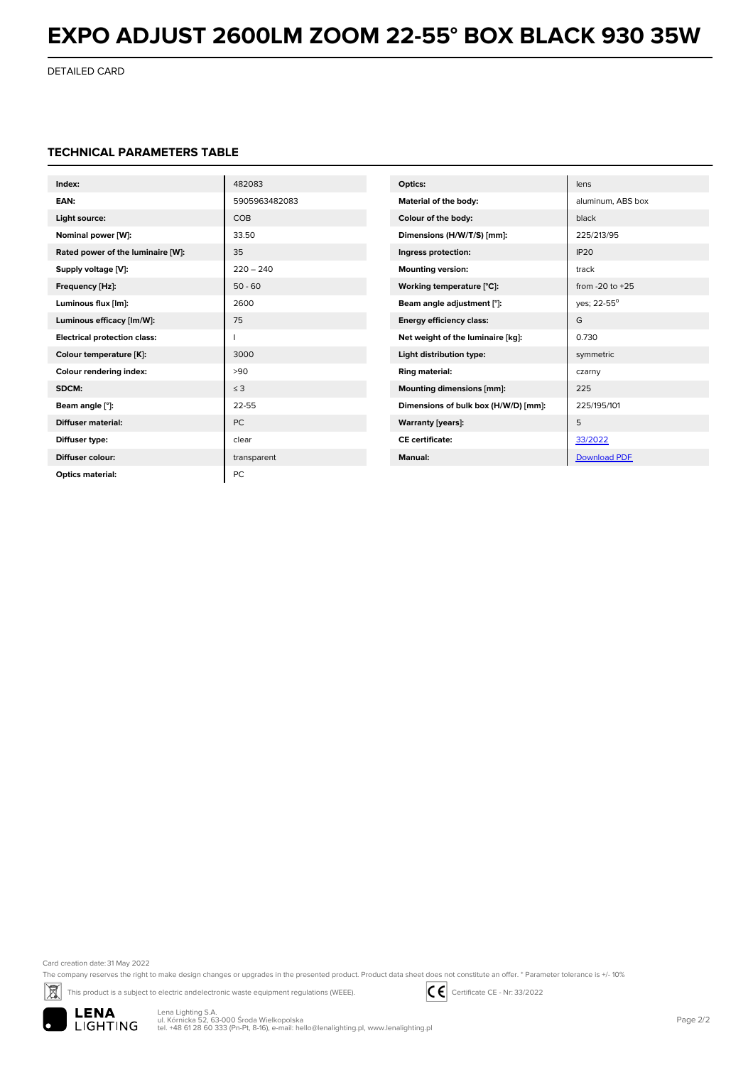# EXPO ADJUST 2600LM ZOOM 22-55° BOX BLACK 930 35W

DETAILED CARD

## TECHNICAL PARAMETERS TABLE

| | |
|---|---|
| **Index:** | 482083 |
| **EAN:** | 5905963482083 |
| **Light source:** | COB |
| **Nominal power [W]:** | 33.50 |
| **Rated power of the luminaire [W]:** | 35 |
| **Supply voltage [V]:** | 220 – 240 |
| **Frequency [Hz]:** | 50 - 60 |
| **Luminous flux [lm]:** | 2600 |
| **Luminous efficacy [lm/W]:** | 75 |
| **Electrical protection class:** | I |
| **Colour temperature [K]:** | 3000 |
| **Colour rendering index:** | >90 |
| **SDCM:** | ≤ 3 |
| **Beam angle [°]:** | 22-55 |
| **Diffuser material:** | PC |
| **Diffuser type:** | clear |
| **Diffuser colour:** | transparent |
| **Optics material:** | PC |
| **Optics:** | lens |
| **Material of the body:** | aluminum, ABS box |
| **Colour of the body:** | black |
| **Dimensions (H/W/T/S) [mm]:** | 225/213/95 |
| **Ingress protection:** | IP20 |
| **Mounting version:** | track |
| **Working temperature [°C]:** | from -20 to +25 |
| **Beam angle adjustment [°]:** | yes; 22-55° |
| **Energy efficiency class:** | G |
| **Net weight of the luminaire [kg]:** | 0.730 |
| **Light distribution type:** | symmetric |
| **Ring material:** | czarny |
| **Mounting dimensions [mm]:** | 225 |
| **Dimensions of bulk box (H/W/D) [mm]:** | 225/195/101 |
| **Warranty [years]:** | 5 |
| **CE certificate:** | 33/2022 |
| **Manual:** | Download PDF |

Card creation date: 31 May 2022

The company reserves the right to make design changes or upgrades in the presented product. Product data sheet does not constitute an offer. * Parameter tolerance is +/- 10%

This product is a subject to electric andelectronic waste equipment regulations (WEEE).

Certificate CE - Nr: 33/2022

Lena Lighting S.A.
ul. Kórnicka 52, 63-000 Środa Wielkopolska
tel. +48 61 28 60 333 (Pn-Pt, 8-16), e-mail: hello@lenalighting.pl, www.lenalighting.pl